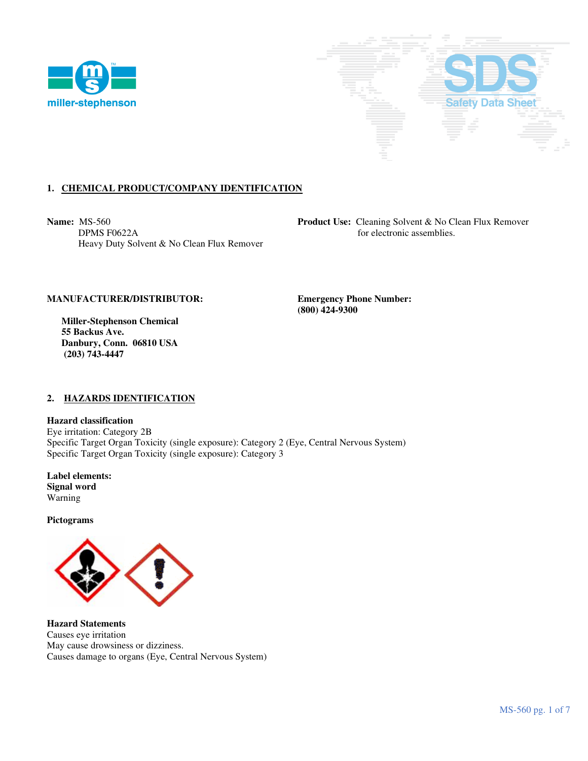## 1. CHEMICAL PRODUCT/COMPANY IDENTIFICATION

**Name:** MS-560
DPMS F0622A
Heavy Duty Solvent & No Clean Flux Remover

**Product Use:** Cleaning Solvent & No Clean Flux Remover for electronic assemblies.

**MANUFACTURER/DISTRIBUTOR:**

**Miller-Stephenson Chemical**
**55 Backus Ave.**
**Danbury, Conn. 06810 USA**
**(203) 743-4447**

**Emergency Phone Number:**
**(800) 424-9300**

## 2. HAZARDS IDENTIFICATION

**Hazard classification**
Eye irritation: Category 2B
Specific Target Organ Toxicity (single exposure): Category 2 (Eye, Central Nervous System)
Specific Target Organ Toxicity (single exposure): Category 3

**Label elements:**
**Signal word**
Warning

**Pictograms**

**Hazard Statements**
Causes eye irritation
May cause drowsiness or dizziness.
Causes damage to organs (Eye, Central Nervous System)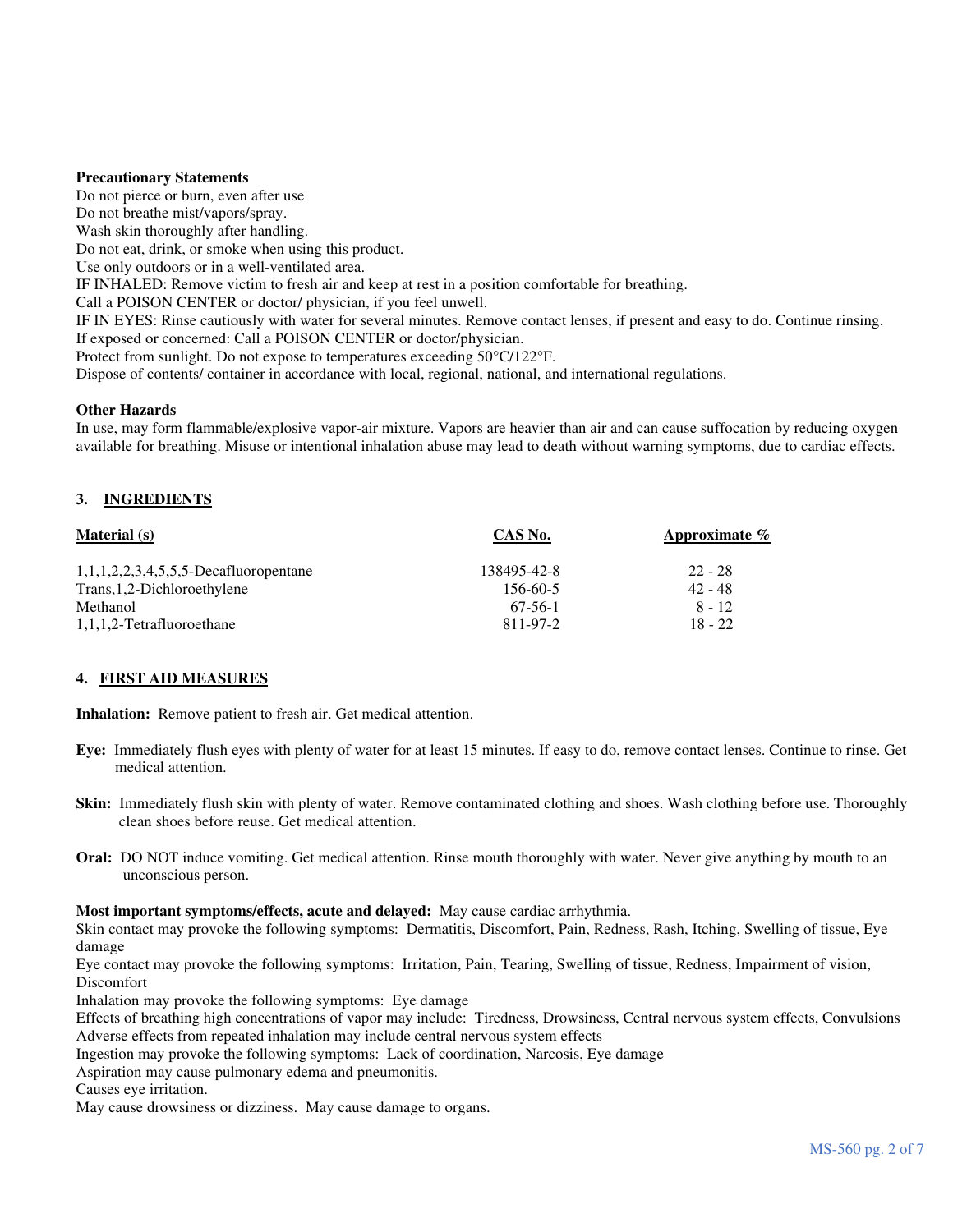**Precautionary Statements**

Do not pierce or burn, even after use
Do not breathe mist/vapors/spray.
Wash skin thoroughly after handling.
Do not eat, drink, or smoke when using this product.
Use only outdoors or in a well-ventilated area.
IF INHALED: Remove victim to fresh air and keep at rest in a position comfortable for breathing.
Call a POISON CENTER or doctor/ physician, if you feel unwell.
IF IN EYES: Rinse cautiously with water for several minutes. Remove contact lenses, if present and easy to do. Continue rinsing.
If exposed or concerned: Call a POISON CENTER or doctor/physician.
Protect from sunlight. Do not expose to temperatures exceeding 50°C/122°F.
Dispose of contents/ container in accordance with local, regional, national, and international regulations.

**Other Hazards**

In use, may form flammable/explosive vapor-air mixture. Vapors are heavier than air and can cause suffocation by reducing oxygen available for breathing. Misuse or intentional inhalation abuse may lead to death without warning symptoms, due to cardiac effects.

## 3. INGREDIENTS

| Material (s) | CAS No. | Approximate % |
|---|---|---|
| 1,1,1,2,2,3,4,5,5,5-Decafluoropentane | 138495-42-8 | 22 - 28 |
| Trans,1,2-Dichloroethylene | 156-60-5 | 42 - 48 |
| Methanol | 67-56-1 | 8 - 12 |
| 1,1,1,2-Tetrafluoroethane | 811-97-2 | 18 - 22 |

## 4. FIRST AID MEASURES

**Inhalation:** Remove patient to fresh air. Get medical attention.

**Eye:** Immediately flush eyes with plenty of water for at least 15 minutes. If easy to do, remove contact lenses. Continue to rinse. Get medical attention.

**Skin:** Immediately flush skin with plenty of water. Remove contaminated clothing and shoes. Wash clothing before use. Thoroughly clean shoes before reuse. Get medical attention.

**Oral:** DO NOT induce vomiting. Get medical attention. Rinse mouth thoroughly with water. Never give anything by mouth to an unconscious person.

**Most important symptoms/effects, acute and delayed:** May cause cardiac arrhythmia.
Skin contact may provoke the following symptoms: Dermatitis, Discomfort, Pain, Redness, Rash, Itching, Swelling of tissue, Eye damage
Eye contact may provoke the following symptoms: Irritation, Pain, Tearing, Swelling of tissue, Redness, Impairment of vision, Discomfort
Inhalation may provoke the following symptoms: Eye damage
Effects of breathing high concentrations of vapor may include: Tiredness, Drowsiness, Central nervous system effects, Convulsions
Adverse effects from repeated inhalation may include central nervous system effects
Ingestion may provoke the following symptoms: Lack of coordination, Narcosis, Eye damage
Aspiration may cause pulmonary edema and pneumonitis.
Causes eye irritation.
May cause drowsiness or dizziness. May cause damage to organs.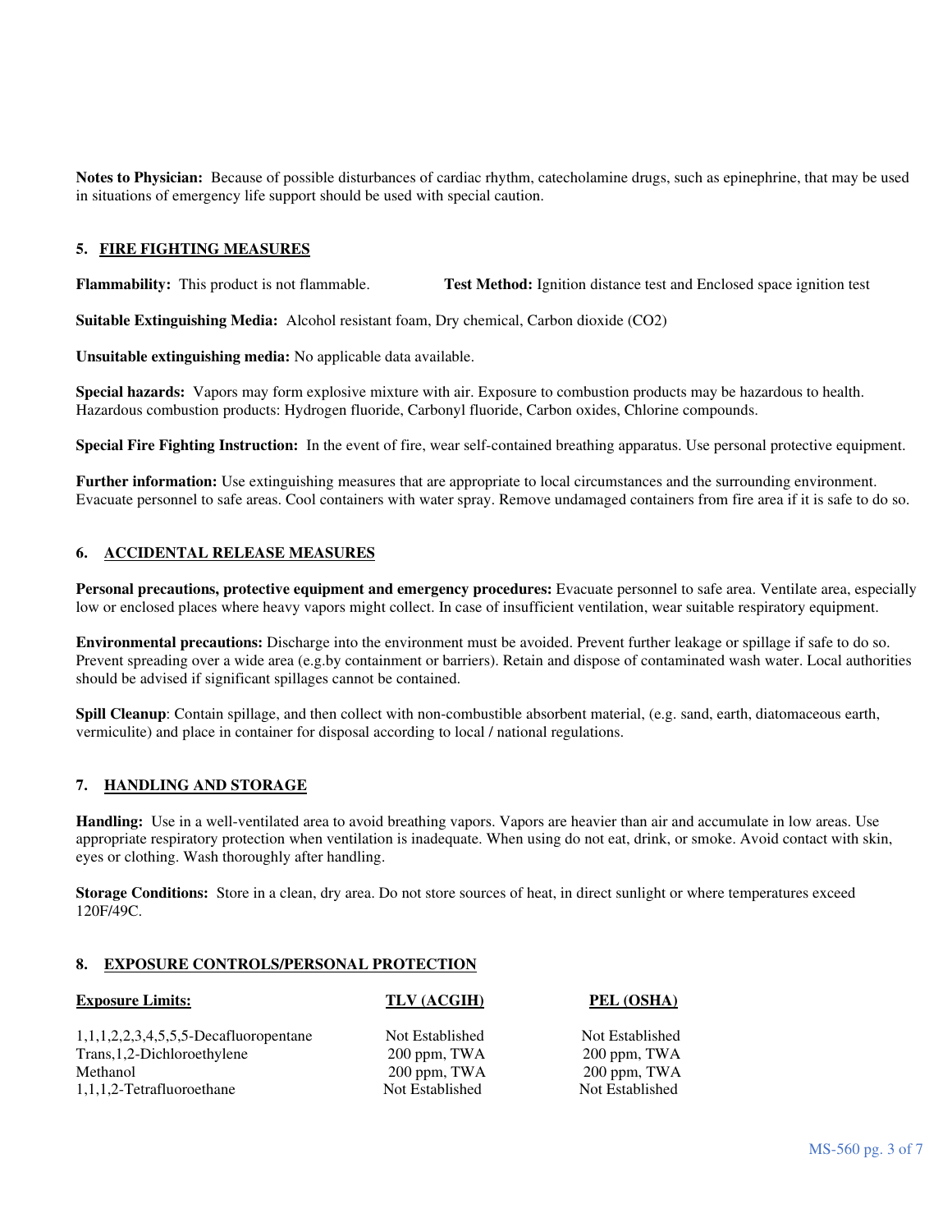**Notes to Physician:** Because of possible disturbances of cardiac rhythm, catecholamine drugs, such as epinephrine, that may be used in situations of emergency life support should be used with special caution.

## 5. FIRE FIGHTING MEASURES

**Flammability:** This product is not flammable. **Test Method:** Ignition distance test and Enclosed space ignition test

**Suitable Extinguishing Media:** Alcohol resistant foam, Dry chemical, Carbon dioxide ($CO_2$)

**Unsuitable extinguishing media:** No applicable data available.

**Special hazards:** Vapors may form explosive mixture with air. Exposure to combustion products may be hazardous to health. Hazardous combustion products: Hydrogen fluoride, Carbonyl fluoride, Carbon oxides, Chlorine compounds.

**Special Fire Fighting Instruction:** In the event of fire, wear self-contained breathing apparatus. Use personal protective equipment.

**Further information:** Use extinguishing measures that are appropriate to local circumstances and the surrounding environment. Evacuate personnel to safe areas. Cool containers with water spray. Remove undamaged containers from fire area if it is safe to do so.

## 6. ACCIDENTAL RELEASE MEASURES

**Personal precautions, protective equipment and emergency procedures:** Evacuate personnel to safe area. Ventilate area, especially low or enclosed places where heavy vapors might collect. In case of insufficient ventilation, wear suitable respiratory equipment.

**Environmental precautions:** Discharge into the environment must be avoided. Prevent further leakage or spillage if safe to do so. Prevent spreading over a wide area (e.g.by containment or barriers). Retain and dispose of contaminated wash water. Local authorities should be advised if significant spillages cannot be contained.

**Spill Cleanup**: Contain spillage, and then collect with non-combustible absorbent material, (e.g. sand, earth, diatomaceous earth, vermiculite) and place in container for disposal according to local / national regulations.

## 7. HANDLING AND STORAGE

**Handling:** Use in a well-ventilated area to avoid breathing vapors. Vapors are heavier than air and accumulate in low areas. Use appropriate respiratory protection when ventilation is inadequate. When using do not eat, drink, or smoke. Avoid contact with skin, eyes or clothing. Wash thoroughly after handling.

**Storage Conditions:** Store in a clean, dry area. Do not store sources of heat, in direct sunlight or where temperatures exceed 120F/49C.

## 8. EXPOSURE CONTROLS/PERSONAL PROTECTION

| Exposure Limits: | TLV (ACGIH) | PEL (OSHA) |
|---|---|---|
| 1,1,1,2,2,3,4,5,5,5-Decafluoropentane | Not Established | Not Established |
| Trans,1,2-Dichloroethylene | 200 ppm, TWA | 200 ppm, TWA |
| Methanol | 200 ppm, TWA | 200 ppm, TWA |
| 1,1,1,2-Tetrafluoroethane | Not Established | Not Established |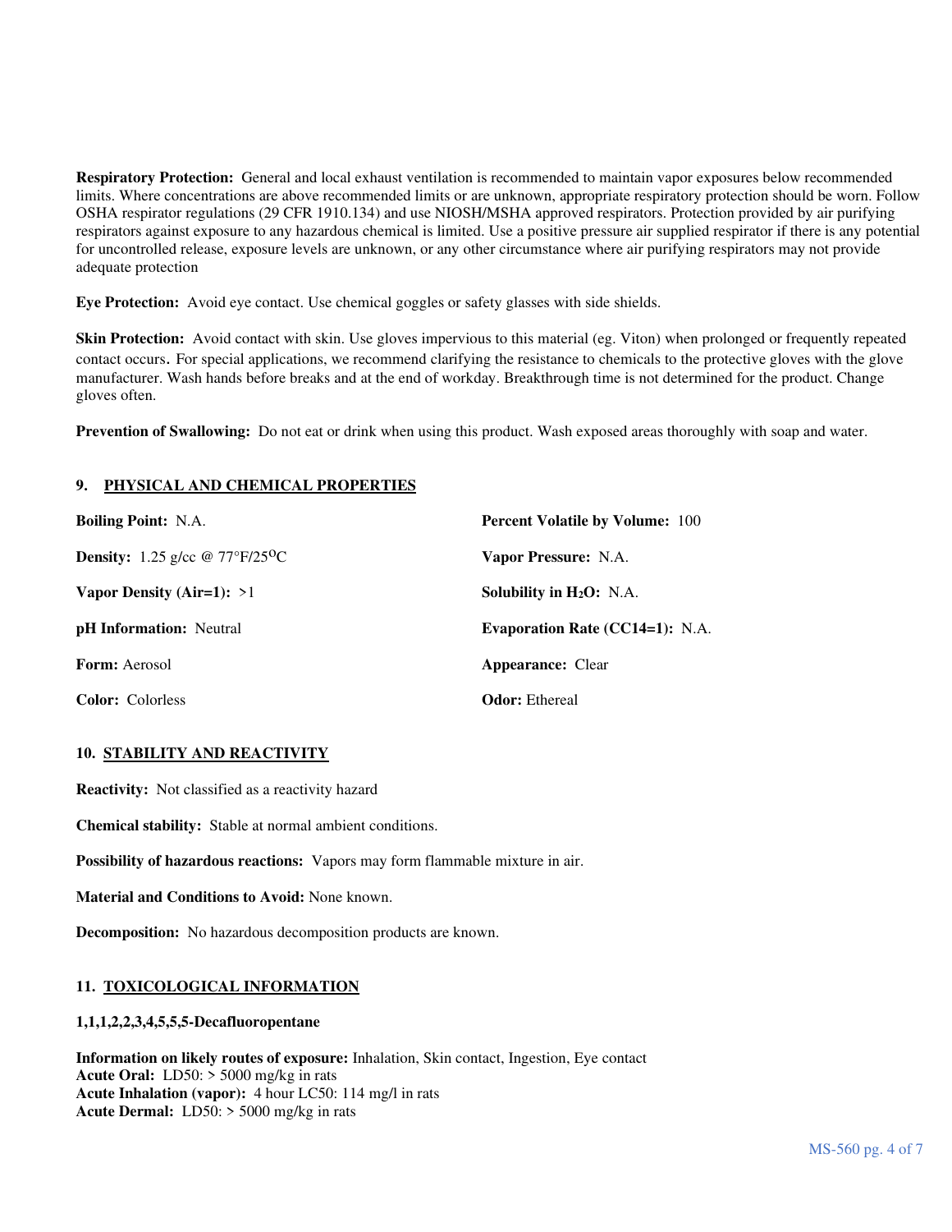**Respiratory Protection:** General and local exhaust ventilation is recommended to maintain vapor exposures below recommended limits. Where concentrations are above recommended limits or are unknown, appropriate respiratory protection should be worn. Follow OSHA respirator regulations (29 CFR 1910.134) and use NIOSH/MSHA approved respirators. Protection provided by air purifying respirators against exposure to any hazardous chemical is limited. Use a positive pressure air supplied respirator if there is any potential for uncontrolled release, exposure levels are unknown, or any other circumstance where air purifying respirators may not provide adequate protection

**Eye Protection:** Avoid eye contact. Use chemical goggles or safety glasses with side shields.

**Skin Protection:** Avoid contact with skin. Use gloves impervious to this material (eg. Viton) when prolonged or frequently repeated contact occurs. For special applications, we recommend clarifying the resistance to chemicals to the protective gloves with the glove manufacturer. Wash hands before breaks and at the end of workday. Breakthrough time is not determined for the product. Change gloves often.

**Prevention of Swallowing:** Do not eat or drink when using this product. Wash exposed areas thoroughly with soap and water.

## 9. PHYSICAL AND CHEMICAL PROPERTIES

**Boiling Point:** N.A.

**Density:** 1.25 g/cc @ 77°F/25°C

**Vapor Density (Air=1):** >1

**pH Information:** Neutral

**Form:** Aerosol

**Color:** Colorless

**Percent Volatile by Volume:** 100

**Vapor Pressure:** N.A.

**Solubility in $H_2O$:** N.A.

**Evaporation Rate (CC14=1):** N.A.

**Appearance:** Clear

**Odor:** Ethereal

## 10. STABILITY AND REACTIVITY

**Reactivity:** Not classified as a reactivity hazard

**Chemical stability:** Stable at normal ambient conditions.

**Possibility of hazardous reactions:** Vapors may form flammable mixture in air.

**Material and Conditions to Avoid:** None known.

**Decomposition:** No hazardous decomposition products are known.

## 11. TOXICOLOGICAL INFORMATION

**1,1,1,2,2,3,4,5,5,5-Decafluoropentane**

**Information on likely routes of exposure:** Inhalation, Skin contact, Ingestion, Eye contact
**Acute Oral:** LD50: > 5000 mg/kg in rats
**Acute Inhalation (vapor):** 4 hour LC50: 114 mg/l in rats
**Acute Dermal:** LD50: > 5000 mg/kg in rats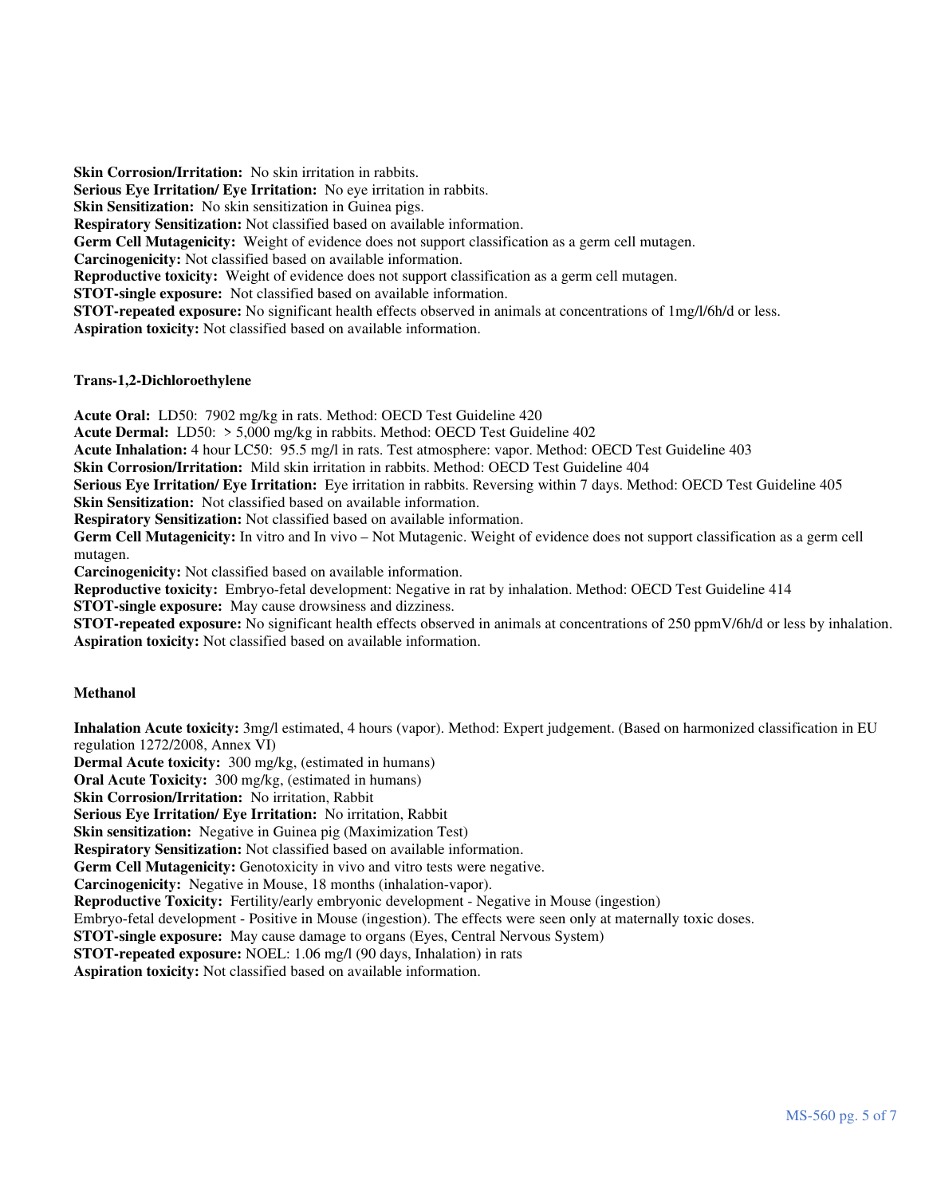**Skin Corrosion/Irritation:** No skin irritation in rabbits.
**Serious Eye Irritation/ Eye Irritation:** No eye irritation in rabbits.
**Skin Sensitization:** No skin sensitization in Guinea pigs.
**Respiratory Sensitization:** Not classified based on available information.
**Germ Cell Mutagenicity:** Weight of evidence does not support classification as a germ cell mutagen.
**Carcinogenicity:** Not classified based on available information.
**Reproductive toxicity:** Weight of evidence does not support classification as a germ cell mutagen.
**STOT-single exposure:** Not classified based on available information.
**STOT-repeated exposure:** No significant health effects observed in animals at concentrations of 1mg/l/6h/d or less.
**Aspiration toxicity:** Not classified based on available information.

**Trans-1,2-Dichloroethylene**

**Acute Oral:** LD50: 7902 mg/kg in rats. Method: OECD Test Guideline 420
**Acute Dermal:** LD50: > 5,000 mg/kg in rabbits. Method: OECD Test Guideline 402
**Acute Inhalation:** 4 hour LC50: 95.5 mg/l in rats. Test atmosphere: vapor. Method: OECD Test Guideline 403
**Skin Corrosion/Irritation:** Mild skin irritation in rabbits. Method: OECD Test Guideline 404
**Serious Eye Irritation/ Eye Irritation:** Eye irritation in rabbits. Reversing within 7 days. Method: OECD Test Guideline 405
**Skin Sensitization:** Not classified based on available information.
**Respiratory Sensitization:** Not classified based on available information.
**Germ Cell Mutagenicity:** In vitro and In vivo – Not Mutagenic. Weight of evidence does not support classification as a germ cell mutagen.
**Carcinogenicity:** Not classified based on available information.
**Reproductive toxicity:** Embryo-fetal development: Negative in rat by inhalation. Method: OECD Test Guideline 414
**STOT-single exposure:** May cause drowsiness and dizziness.
**STOT-repeated exposure:** No significant health effects observed in animals at concentrations of 250 ppmV/6h/d or less by inhalation.
**Aspiration toxicity:** Not classified based on available information.

**Methanol**

**Inhalation Acute toxicity:** 3mg/l estimated, 4 hours (vapor). Method: Expert judgement. (Based on harmonized classification in EU regulation 1272/2008, Annex VI)
**Dermal Acute toxicity:** 300 mg/kg, (estimated in humans)
**Oral Acute Toxicity:** 300 mg/kg, (estimated in humans)
**Skin Corrosion/Irritation:** No irritation, Rabbit
**Serious Eye Irritation/ Eye Irritation:** No irritation, Rabbit
**Skin sensitization:** Negative in Guinea pig (Maximization Test)
**Respiratory Sensitization:** Not classified based on available information.
**Germ Cell Mutagenicity:** Genotoxicity in vivo and vitro tests were negative.
**Carcinogenicity:** Negative in Mouse, 18 months (inhalation-vapor).
**Reproductive Toxicity:** Fertility/early embryonic development - Negative in Mouse (ingestion)
Embryo-fetal development - Positive in Mouse (ingestion). The effects were seen only at maternally toxic doses.
**STOT-single exposure:** May cause damage to organs (Eyes, Central Nervous System)
**STOT-repeated exposure:** NOEL: 1.06 mg/l (90 days, Inhalation) in rats
**Aspiration toxicity:** Not classified based on available information.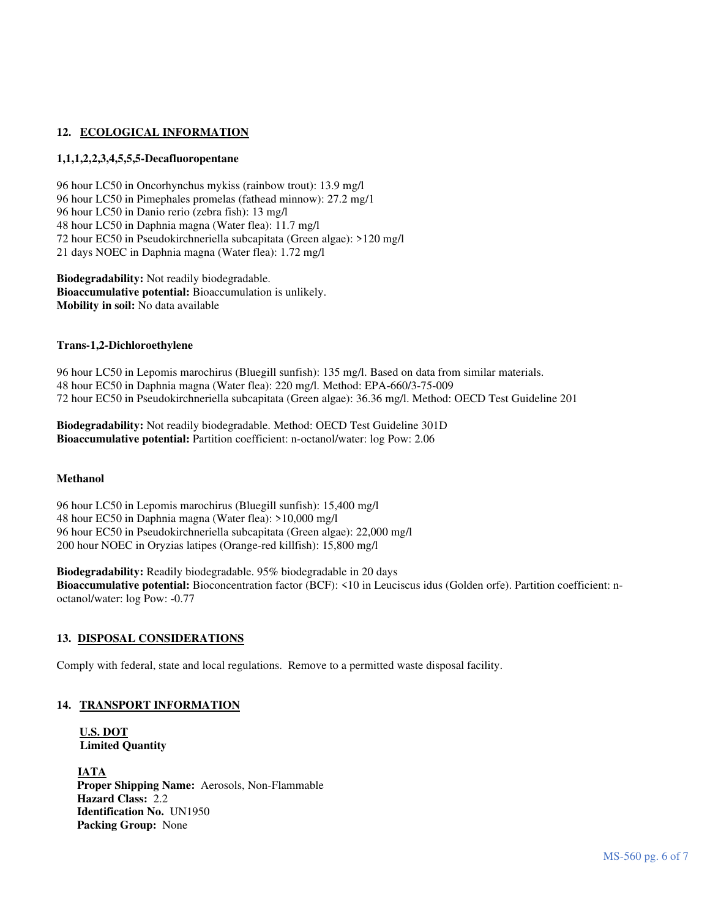## 12. ECOLOGICAL INFORMATION

**1,1,1,2,2,3,4,5,5,5-Decafluoropentane**

96 hour LC50 in Oncorhynchus mykiss (rainbow trout): 13.9 mg/l
96 hour LC50 in Pimephales promelas (fathead minnow): 27.2 mg/1
96 hour LC50 in Danio rerio (zebra fish): 13 mg/l
48 hour LC50 in Daphnia magna (Water flea): 11.7 mg/l
72 hour EC50 in Pseudokirchneriella subcapitata (Green algae): >120 mg/l
21 days NOEC in Daphnia magna (Water flea): 1.72 mg/l

**Biodegradability:** Not readily biodegradable.
**Bioaccumulative potential:** Bioaccumulation is unlikely.
**Mobility in soil:** No data available

**Trans-1,2-Dichloroethylene**

96 hour LC50 in Lepomis marochirus (Bluegill sunfish): 135 mg/l. Based on data from similar materials.
48 hour EC50 in Daphnia magna (Water flea): 220 mg/l. Method: EPA-660/3-75-009
72 hour EC50 in Pseudokirchneriella subcapitata (Green algae): 36.36 mg/l. Method: OECD Test Guideline 201

**Biodegradability:** Not readily biodegradable. Method: OECD Test Guideline 301D
**Bioaccumulative potential:** Partition coefficient: n-octanol/water: log Pow: 2.06

**Methanol**

96 hour LC50 in Lepomis marochirus (Bluegill sunfish): 15,400 mg/l
48 hour EC50 in Daphnia magna (Water flea): >10,000 mg/l
96 hour EC50 in Pseudokirchneriella subcapitata (Green algae): 22,000 mg/l
200 hour NOEC in Oryzias latipes (Orange-red killfish): 15,800 mg/l

**Biodegradability:** Readily biodegradable. 95% biodegradable in 20 days
**Bioaccumulative potential:** Bioconcentration factor (BCF): <10 in Leuciscus idus (Golden orfe). Partition coefficient: n-octanol/water: log Pow: -0.77

## 13. DISPOSAL CONSIDERATIONS

Comply with federal, state and local regulations. Remove to a permitted waste disposal facility.

## 14. TRANSPORT INFORMATION

**U.S. DOT**
**Limited Quantity**

**IATA**
**Proper Shipping Name:** Aerosols, Non-Flammable
**Hazard Class:** 2.2
**Identification No.** UN1950
**Packing Group:** None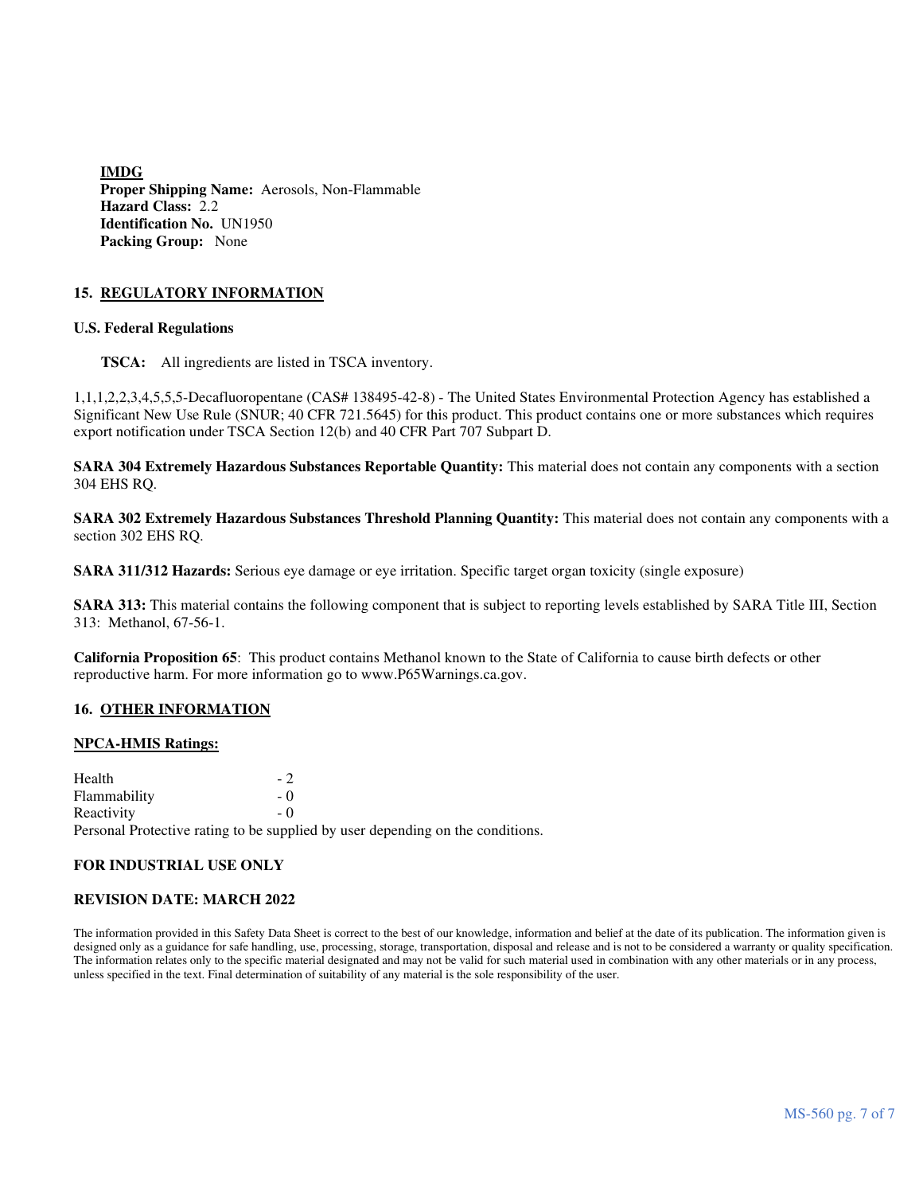**IMDG**
**Proper Shipping Name:** Aerosols, Non-Flammable
**Hazard Class:** 2.2
**Identification No.** UN1950
**Packing Group:** None

## 15. REGULATORY INFORMATION

**U.S. Federal Regulations**

**TSCA:** All ingredients are listed in TSCA inventory.

1,1,1,2,2,3,4,5,5,5-Decafluoropentane (CAS# 138495-42-8) - The United States Environmental Protection Agency has established a Significant New Use Rule (SNUR; 40 CFR 721.5645) for this product. This product contains one or more substances which requires export notification under TSCA Section 12(b) and 40 CFR Part 707 Subpart D.

**SARA 304 Extremely Hazardous Substances Reportable Quantity:** This material does not contain any components with a section 304 EHS RQ.

**SARA 302 Extremely Hazardous Substances Threshold Planning Quantity:** This material does not contain any components with a section 302 EHS RQ.

**SARA 311/312 Hazards:** Serious eye damage or eye irritation. Specific target organ toxicity (single exposure)

**SARA 313:** This material contains the following component that is subject to reporting levels established by SARA Title III, Section 313: Methanol, 67-56-1.

**California Proposition 65**: This product contains Methanol known to the State of California to cause birth defects or other reproductive harm. For more information go to www.P65Warnings.ca.gov.

## 16. OTHER INFORMATION

**NPCA-HMIS Ratings:**

| | |
|---|---|
| Health | - 2 |
| Flammability | - 0 |
| Reactivity | - 0 |

Personal Protective rating to be supplied by user depending on the conditions.

**FOR INDUSTRIAL USE ONLY**

**REVISION DATE: MARCH 2022**

The information provided in this Safety Data Sheet is correct to the best of our knowledge, information and belief at the date of its publication. The information given is designed only as a guidance for safe handling, use, processing, storage, transportation, disposal and release and is not to be considered a warranty or quality specification. The information relates only to the specific material designated and may not be valid for such material used in combination with any other materials or in any process, unless specified in the text. Final determination of suitability of any material is the sole responsibility of the user.